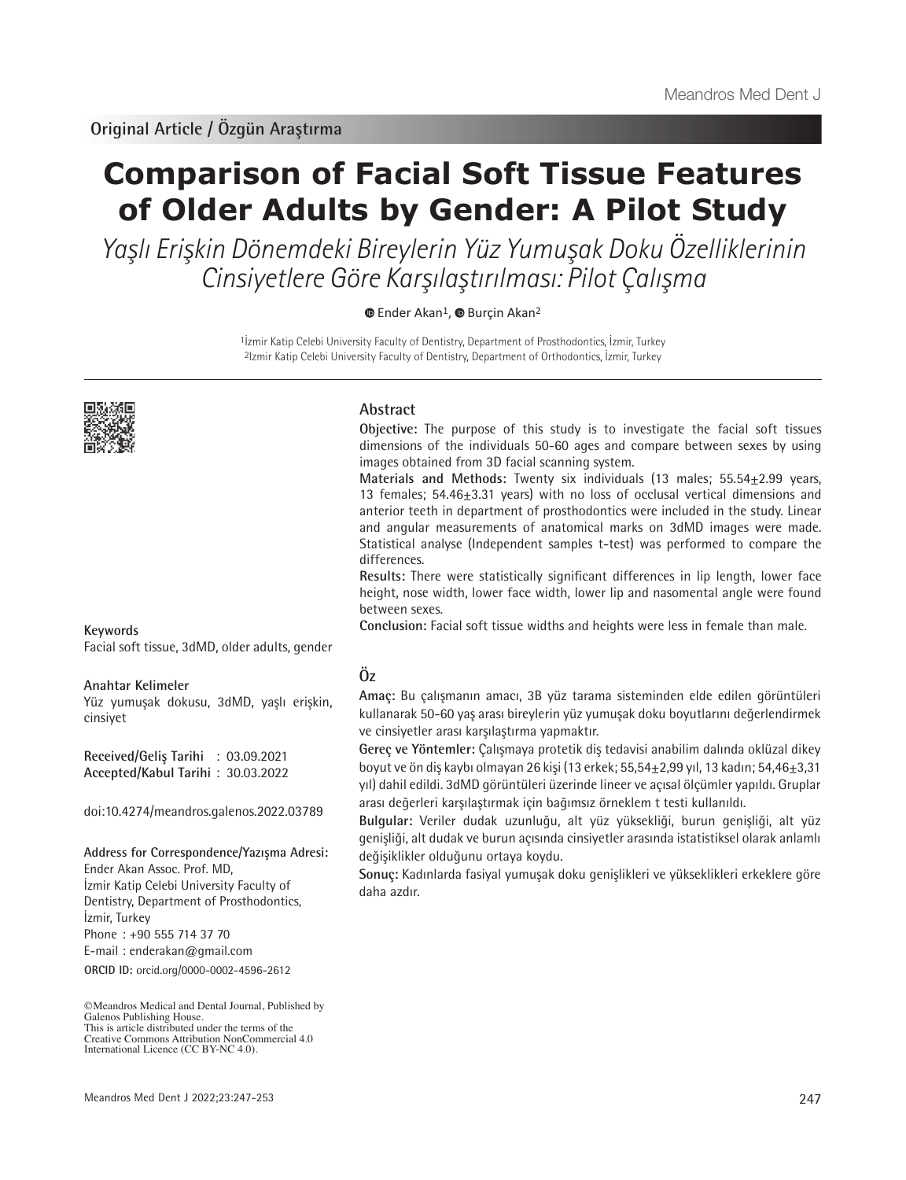**Original Article / Özgün Araştırma**

# Comparison of Facial Soft Tissue Features of Older Adults by Gender: A Pilot Study

*Yaşlı Erişkin Dönemdeki Bireylerin Yüz Yumuşak Doku Özelliklerinin Cinsiyetlere Göre Karşılaştırılması: Pilot Çalışma*

Ender Akan[1], Burçin Akan[2]

[1]İzmir Katip Celebi University Faculty of Dentistry, Department of Prosthodontics, İzmir, Turkey
[2]Izmir Katip Celebi University Faculty of Dentistry, Department of Orthodontics, İzmir, Turkey

## Abstract

**Objective:** The purpose of this study is to investigate the facial soft tissues dimensions of the individuals 50-60 ages and compare between sexes by using images obtained from 3D facial scanning system.

**Materials and Methods:** Twenty six individuals (13 males; 55.54±2.99 years, 13 females; 54.46±3.31 years) with no loss of occlusal vertical dimensions and anterior teeth in department of prosthodontics were included in the study. Linear and angular measurements of anatomical marks on 3dMD images were made. Statistical analyse (Independent samples t-test) was performed to compare the differences.

**Results:** There were statistically significant differences in lip length, lower face height, nose width, lower face width, lower lip and nasomental angle were found between sexes.

**Conclusion:** Facial soft tissue widths and heights were less in female than male.

### Keywords

Facial soft tissue, 3dMD, older adults, gender

## Öz

**Amaç:** Bu çalışmanın amacı, 3B yüz tarama sisteminden elde edilen görüntüleri kullanarak 50-60 yaş arası bireylerin yüz yumuşak doku boyutlarını değerlendirmek ve cinsiyetler arası karşılaştırma yapmaktır.

**Gereç ve Yöntemler:** Çalışmaya protetik diş tedavisi anabilim dalında oklüzal dikey boyut ve ön diş kaybı olmayan 26 kişi (13 erkek; 55,54±2,99 yıl, 13 kadın; 54,46±3,31 yıl) dahil edildi. 3dMD görüntüleri üzerinde lineer ve açısal ölçümler yapıldı. Gruplar arası değerleri karşılaştırmak için bağımsız örneklem t testi kullanıldı.

**Bulgular:** Veriler dudak uzunluğu, alt yüz yüksekliği, burun genişliği, alt yüz genişliği, alt dudak ve burun açısında cinsiyetler arasında istatistiksel olarak anlamlı değişiklikler olduğunu ortaya koydu.

**Sonuç:** Kadınlarda fasiyal yumuşak doku genişlikleri ve yükseklikleri erkeklere göre daha azdır.

### Anahtar Kelimeler

Yüz yumuşak dokusu, 3dMD, yaşlı erişkin, cinsiyet

**Received/Geliş Tarihi** : 03.09.2021
**Accepted/Kabul Tarihi** : 30.03.2022

doi:10.4274/meandros.galenos.2022.03789

**Address for Correspondence/Yazışma Adresi:**
Ender Akan Assoc. Prof. MD,
İzmir Katip Celebi University Faculty of Dentistry, Department of Prosthodontics,
İzmir, Turkey
Phone : +90 555 714 37 70
E-mail : enderakan@gmail.com
**ORCID ID:** orcid.org/0000-0002-4596-2612

©Meandros Medical and Dental Journal, Published by Galenos Publishing House.
This is article distributed under the terms of the Creative Commons Attribution NonCommercial 4.0 International Licence (CC BY-NC 4.0).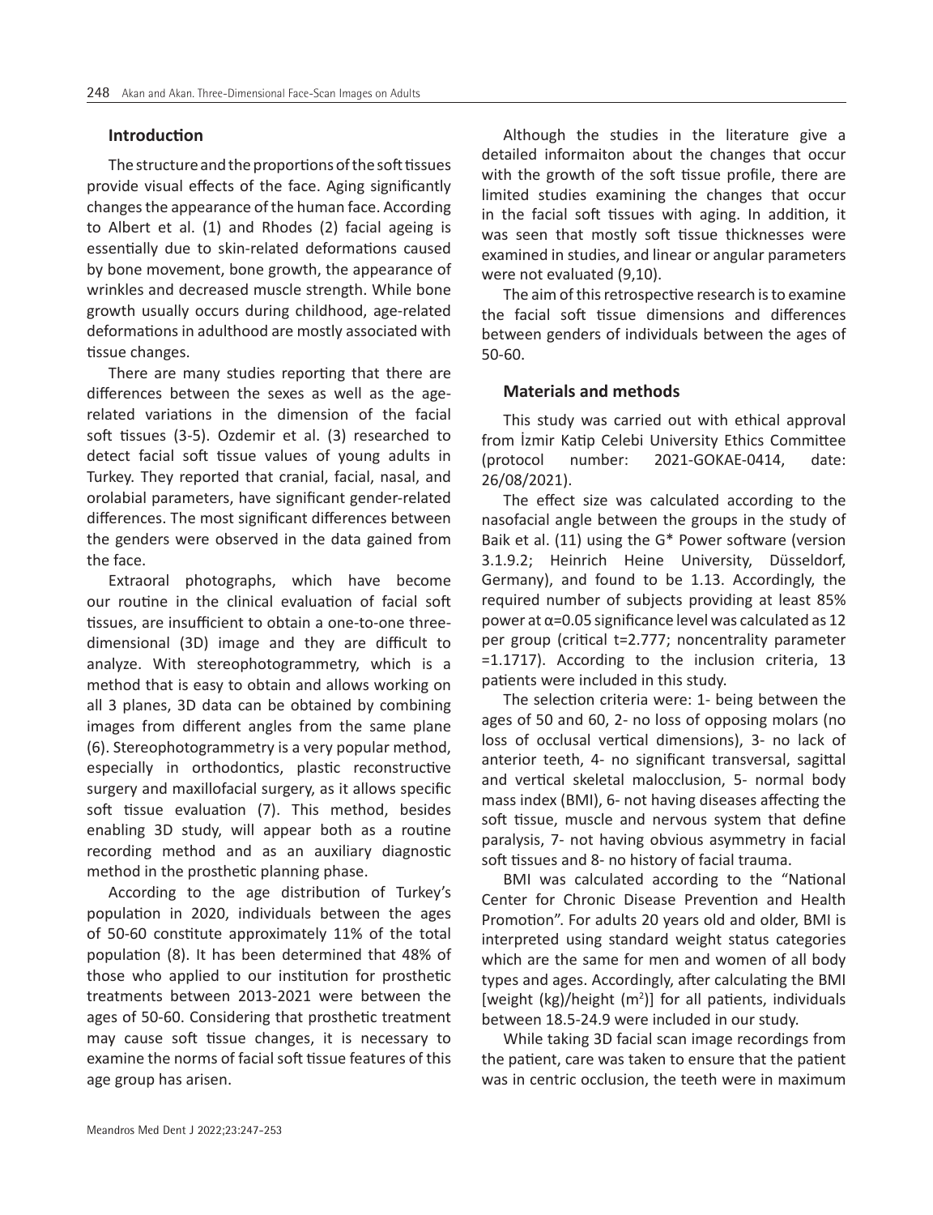## Introduction

The structure and the proportions of the soft tissues provide visual effects of the face. Aging significantly changes the appearance of the human face. According to Albert et al. (1) and Rhodes (2) facial ageing is essentially due to skin-related deformations caused by bone movement, bone growth, the appearance of wrinkles and decreased muscle strength. While bone growth usually occurs during childhood, age-related deformations in adulthood are mostly associated with tissue changes.

There are many studies reporting that there are differences between the sexes as well as the age-related variations in the dimension of the facial soft tissues (3-5). Ozdemir et al. (3) researched to detect facial soft tissue values of young adults in Turkey. They reported that cranial, facial, nasal, and orolabial parameters, have significant gender-related differences. The most significant differences between the genders were observed in the data gained from the face.

Extraoral photographs, which have become our routine in the clinical evaluation of facial soft tissues, are insufficient to obtain a one-to-one three-dimensional (3D) image and they are difficult to analyze. With stereophotogrammetry, which is a method that is easy to obtain and allows working on all 3 planes, 3D data can be obtained by combining images from different angles from the same plane (6). Stereophotogrammetry is a very popular method, especially in orthodontics, plastic reconstructive surgery and maxillofacial surgery, as it allows specific soft tissue evaluation (7). This method, besides enabling 3D study, will appear both as a routine recording method and as an auxiliary diagnostic method in the prosthetic planning phase.

According to the age distribution of Turkey's population in 2020, individuals between the ages of 50-60 constitute approximately 11% of the total population (8). It has been determined that 48% of those who applied to our institution for prosthetic treatments between 2013-2021 were between the ages of 50-60. Considering that prosthetic treatment may cause soft tissue changes, it is necessary to examine the norms of facial soft tissue features of this age group has arisen.

Although the studies in the literature give a detailed informaiton about the changes that occur with the growth of the soft tissue profile, there are limited studies examining the changes that occur in the facial soft tissues with aging. In addition, it was seen that mostly soft tissue thicknesses were examined in studies, and linear or angular parameters were not evaluated (9,10).

The aim of this retrospective research is to examine the facial soft tissue dimensions and differences between genders of individuals between the ages of 50-60.

## Materials and methods

This study was carried out with ethical approval from İzmir Katip Celebi University Ethics Committee (protocol number: 2021-GOKAE-0414, date: 26/08/2021).

The effect size was calculated according to the nasofacial angle between the groups in the study of Baik et al. (11) using the G* Power software (version 3.1.9.2; Heinrich Heine University, Düsseldorf, Germany), and found to be 1.13. Accordingly, the required number of subjects providing at least 85% power at $\alpha$=0.05 significance level was calculated as 12 per group (critical t=2.777; noncentrality parameter =1.1717). According to the inclusion criteria, 13 patients were included in this study.

The selection criteria were: 1- being between the ages of 50 and 60, 2- no loss of opposing molars (no loss of occlusal vertical dimensions), 3- no lack of anterior teeth, 4- no significant transversal, sagittal and vertical skeletal malocclusion, 5- normal body mass index (BMI), 6- not having diseases affecting the soft tissue, muscle and nervous system that define paralysis, 7- not having obvious asymmetry in facial soft tissues and 8- no history of facial trauma.

BMI was calculated according to the "National Center for Chronic Disease Prevention and Health Promotion". For adults 20 years old and older, BMI is interpreted using standard weight status categories which are the same for men and women of all body types and ages. Accordingly, after calculating the BMI [weight (kg)/height ($m^2$)] for all patients, individuals between 18.5-24.9 were included in our study.

While taking 3D facial scan image recordings from the patient, care was taken to ensure that the patient was in centric occlusion, the teeth were in maximum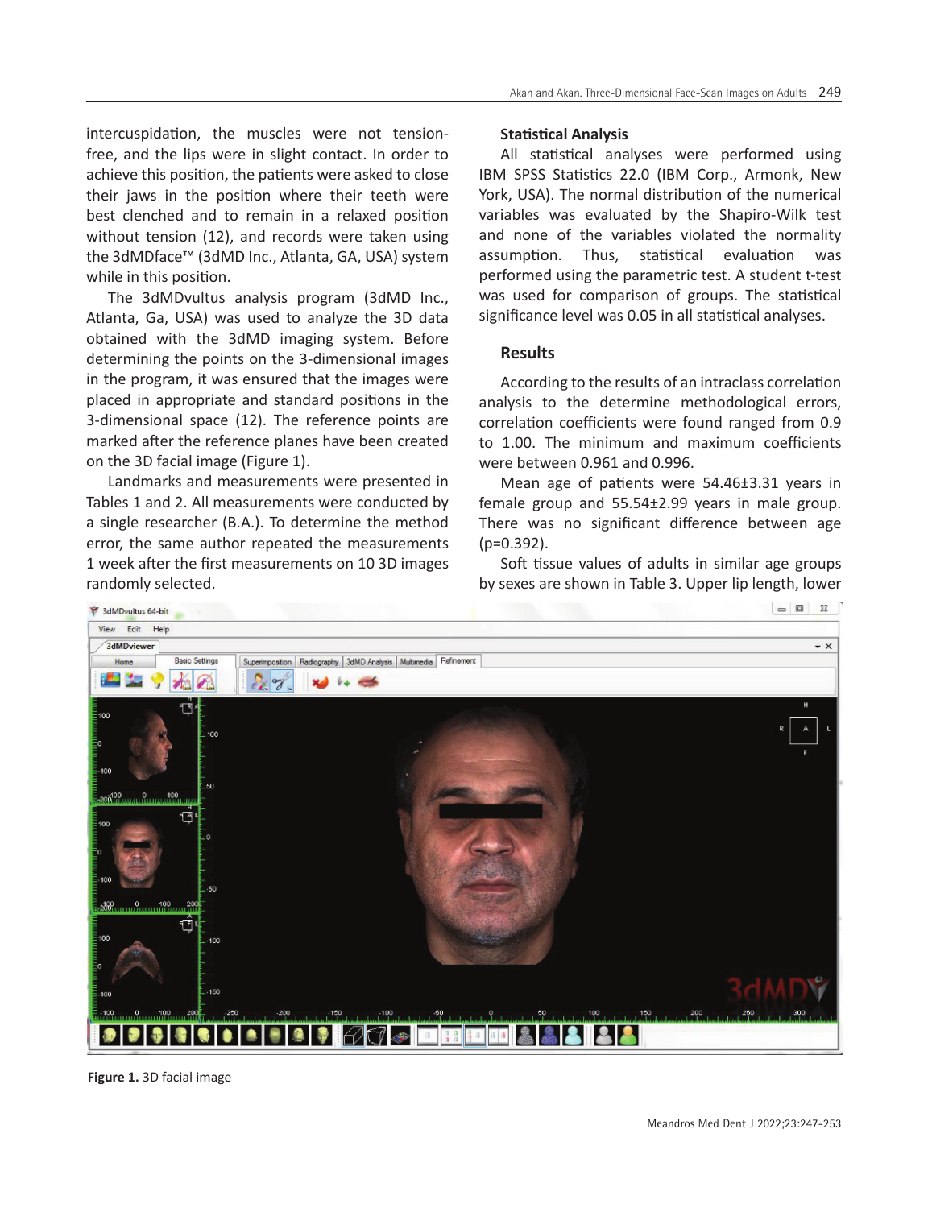intercuspidation, the muscles were not tension-free, and the lips were in slight contact. In order to achieve this position, the patients were asked to close their jaws in the position where their teeth were best clenched and to remain in a relaxed position without tension (12), and records were taken using the 3dMDface™ (3dMD Inc., Atlanta, GA, USA) system while in this position.

The 3dMDvultus analysis program (3dMD Inc., Atlanta, Ga, USA) was used to analyze the 3D data obtained with the 3dMD imaging system. Before determining the points on the 3-dimensional images in the program, it was ensured that the images were placed in appropriate and standard positions in the 3-dimensional space (12). The reference points are marked after the reference planes have been created on the 3D facial image (Figure 1).

Landmarks and measurements were presented in Tables 1 and 2. All measurements were conducted by a single researcher (B.A.). To determine the method error, the same author repeated the measurements 1 week after the first measurements on 10 3D images randomly selected.

### Statistical Analysis

All statistical analyses were performed using IBM SPSS Statistics 22.0 (IBM Corp., Armonk, New York, USA). The normal distribution of the numerical variables was evaluated by the Shapiro-Wilk test and none of the variables violated the normality assumption. Thus, statistical evaluation was performed using the parametric test. A student t-test was used for comparison of groups. The statistical significance level was 0.05 in all statistical analyses.

## Results

According to the results of an intraclass correlation analysis to the determine methodological errors, correlation coefficients were found ranged from 0.9 to 1.00. The minimum and maximum coefficients were between 0.961 and 0.996.

Mean age of patients were 54.46±3.31 years in female group and 55.54±2.99 years in male group. There was no significant difference between age ($p=0.392$).

Soft tissue values of adults in similar age groups by sexes are shown in Table 3. Upper lip length, lower

**Figure 1.** 3D facial image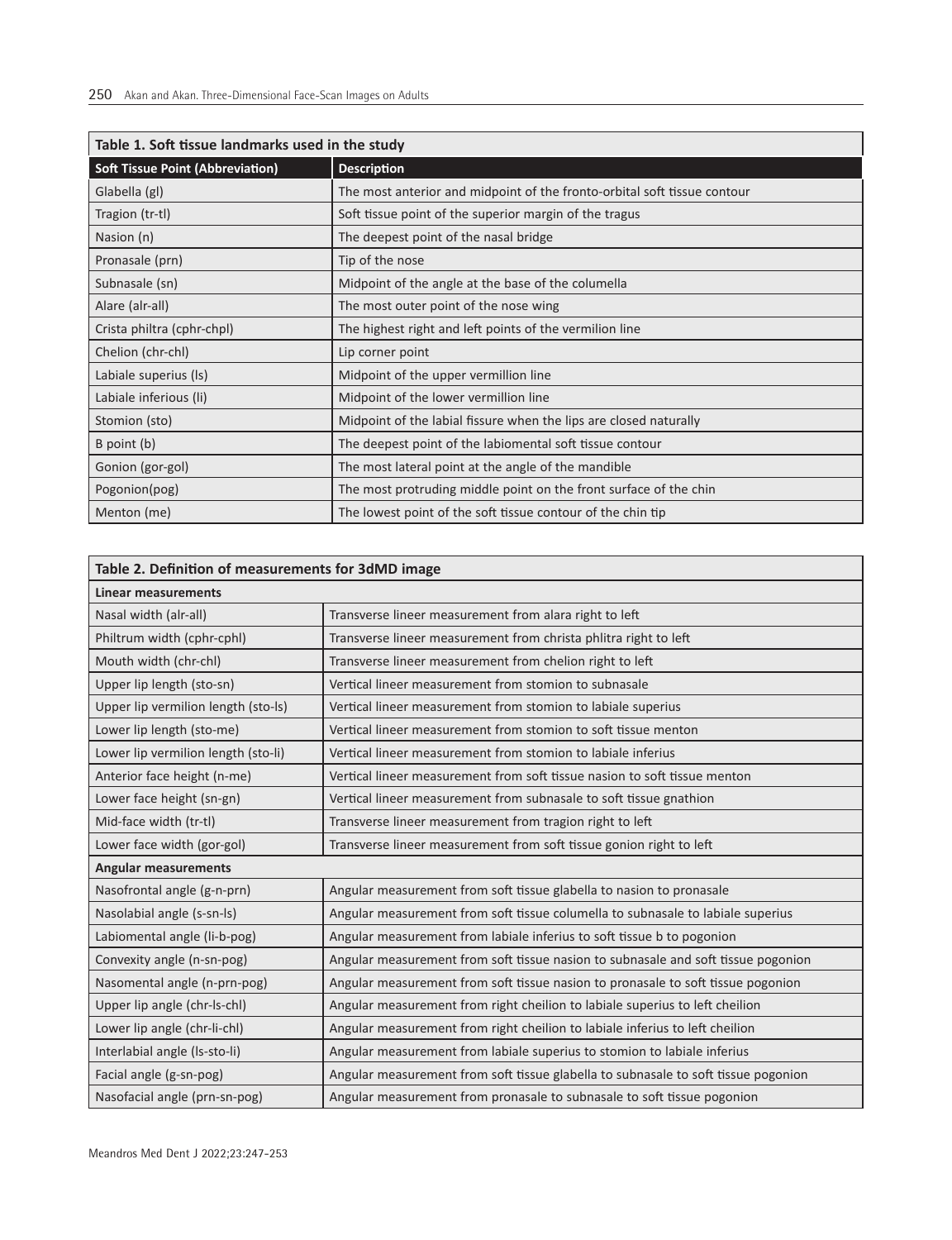**Table 1. Soft tissue landmarks used in the study**

| Soft Tissue Point (Abbreviation) | Description |
|---|---|
| Glabella (gl) | The most anterior and midpoint of the fronto-orbital soft tissue contour |
| Tragion (tr-tl) | Soft tissue point of the superior margin of the tragus |
| Nasion (n) | The deepest point of the nasal bridge |
| Pronasale (prn) | Tip of the nose |
| Subnasale (sn) | Midpoint of the angle at the base of the columella |
| Alare (alr-all) | The most outer point of the nose wing |
| Crista philtra (cphr-chpl) | The highest right and left points of the vermilion line |
| Chelion (chr-chl) | Lip corner point |
| Labiale superius (ls) | Midpoint of the upper vermillion line |
| Labiale inferious (li) | Midpoint of the lower vermillion line |
| Stomion (sto) | Midpoint of the labial fissure when the lips are closed naturally |
| B point (b) | The deepest point of the labiomental soft tissue contour |
| Gonion (gor-gol) | The most lateral point at the angle of the mandible |
| Pogonion(pog) | The most protruding middle point on the front surface of the chin |
| Menton (me) | The lowest point of the soft tissue contour of the chin tip |

**Table 2. Definition of measurements for 3dMD image**

| Measurement | Definition |
|---|---|
| **Linear measurements** | |
| Nasal width (alr-all) | Transverse lineer measurement from alara right to left |
| Philtrum width (cphr-cphl) | Transverse lineer measurement from christa phlitra right to left |
| Mouth width (chr-chl) | Transverse lineer measurement from chelion right to left |
| Upper lip length (sto-sn) | Vertical lineer measurement from stomion to subnasale |
| Upper lip vermilion length (sto-ls) | Vertical lineer measurement from stomion to labiale superius |
| Lower lip length (sto-me) | Vertical lineer measurement from stomion to soft tissue menton |
| Lower lip vermilion length (sto-li) | Vertical lineer measurement from stomion to labiale inferius |
| Anterior face height (n-me) | Vertical lineer measurement from soft tissue nasion to soft tissue menton |
| Lower face height (sn-gn) | Vertical lineer measurement from subnasale to soft tissue gnathion |
| Mid-face width (tr-tl) | Transverse lineer measurement from tragion right to left |
| Lower face width (gor-gol) | Transverse lineer measurement from soft tissue gonion right to left |
| **Angular measurements** | |
| Nasofrontal angle (g-n-prn) | Angular measurement from soft tissue glabella to nasion to pronasale |
| Nasolabial angle (s-sn-ls) | Angular measurement from soft tissue columella to subnasale to labiale superius |
| Labiomental angle (li-b-pog) | Angular measurement from labiale inferius to soft tissue b to pogonion |
| Convexity angle (n-sn-pog) | Angular measurement from soft tissue nasion to subnasale and soft tissue pogonion |
| Nasomental angle (n-prn-pog) | Angular measurement from soft tissue nasion to pronasale to soft tissue pogonion |
| Upper lip angle (chr-ls-chl) | Angular measurement from right cheilion to labiale superius to left cheilion |
| Lower lip angle (chr-li-chl) | Angular measurement from right cheilion to labiale inferius to left cheilion |
| Interlabial angle (ls-sto-li) | Angular measurement from labiale superius to stomion to labiale inferius |
| Facial angle (g-sn-pog) | Angular measurement from soft tissue glabella to subnasale to soft tissue pogonion |
| Nasofacial angle (prn-sn-pog) | Angular measurement from pronasale to subnasale to soft tissue pogonion |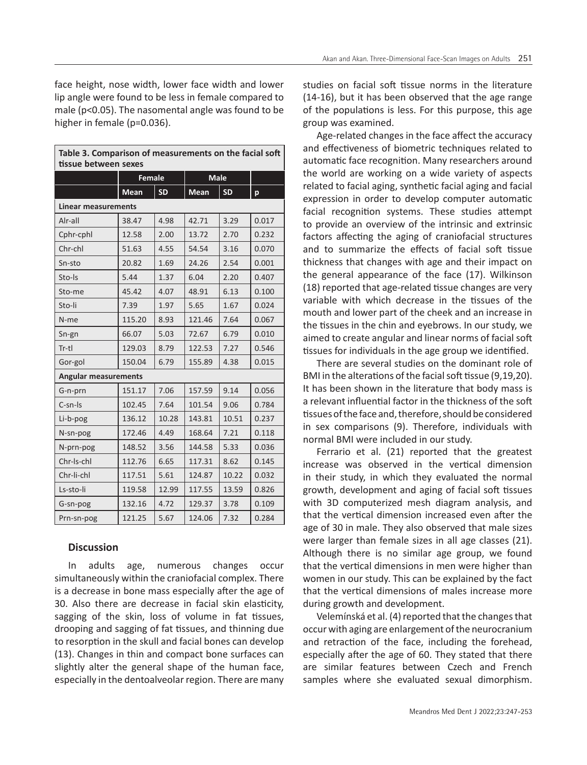face height, nose width, lower face width and lower lip angle were found to be less in female compared to male ($p<0.05$). The nasomental angle was found to be higher in female ($p=0.036$).

**Table 3. Comparison of measurements on the facial soft tissue between sexes**

| | Female | | Male | | |
|---|---|---|---|---|---|
| | Mean | SD | Mean | SD | p |
| **Linear measurements** | | | | | |
| Alr-all | 38.47 | 4.98 | 42.71 | 3.29 | 0.017 |
| Cphr-cphl | 12.58 | 2.00 | 13.72 | 2.70 | 0.232 |
| Chr-chl | 51.63 | 4.55 | 54.54 | 3.16 | 0.070 |
| Sn-sto | 20.82 | 1.69 | 24.26 | 2.54 | 0.001 |
| Sto-ls | 5.44 | 1.37 | 6.04 | 2.20 | 0.407 |
| Sto-me | 45.42 | 4.07 | 48.91 | 6.13 | 0.100 |
| Sto-li | 7.39 | 1.97 | 5.65 | 1.67 | 0.024 |
| N-me | 115.20 | 8.93 | 121.46 | 7.64 | 0.067 |
| Sn-gn | 66.07 | 5.03 | 72.67 | 6.79 | 0.010 |
| Tr-tl | 129.03 | 8.79 | 122.53 | 7.27 | 0.546 |
| Gor-gol | 150.04 | 6.79 | 155.89 | 4.38 | 0.015 |
| **Angular measurements** | | | | | |
| G-n-prn | 151.17 | 7.06 | 157.59 | 9.14 | 0.056 |
| C-sn-ls | 102.45 | 7.64 | 101.54 | 9.06 | 0.784 |
| Li-b-pog | 136.12 | 10.28 | 143.81 | 10.51 | 0.237 |
| N-sn-pog | 172.46 | 4.49 | 168.64 | 7.21 | 0.118 |
| N-prn-pog | 148.52 | 3.56 | 144.58 | 5.33 | 0.036 |
| Chr-ls-chl | 112.76 | 6.65 | 117.31 | 8.62 | 0.145 |
| Chr-li-chl | 117.51 | 5.61 | 124.87 | 10.22 | 0.032 |
| Ls-sto-li | 119.58 | 12.99 | 117.55 | 13.59 | 0.826 |
| G-sn-pog | 132.16 | 4.72 | 129.37 | 3.78 | 0.109 |
| Prn-sn-pog | 121.25 | 5.67 | 124.06 | 7.32 | 0.284 |

## Discussion

In adults age, numerous changes occur simultaneously within the craniofacial complex. There is a decrease in bone mass especially after the age of 30. Also there are decrease in facial skin elasticity, sagging of the skin, loss of volume in fat tissues, drooping and sagging of fat tissues, and thinning due to resorption in the skull and facial bones can develop (13). Changes in thin and compact bone surfaces can slightly alter the general shape of the human face, especially in the dentoalveolar region. There are many studies on facial soft tissue norms in the literature (14-16), but it has been observed that the age range of the populations is less. For this purpose, this age group was examined.

Age-related changes in the face affect the accuracy and effectiveness of biometric techniques related to automatic face recognition. Many researchers around the world are working on a wide variety of aspects related to facial aging, synthetic facial aging and facial expression in order to develop computer automatic facial recognition systems. These studies attempt to provide an overview of the intrinsic and extrinsic factors affecting the aging of craniofacial structures and to summarize the effects of facial soft tissue thickness that changes with age and their impact on the general appearance of the face (17). Wilkinson (18) reported that age-related tissue changes are very variable with which decrease in the tissues of the mouth and lower part of the cheek and an increase in the tissues in the chin and eyebrows. In our study, we aimed to create angular and linear norms of facial soft tissues for individuals in the age group we identified.

There are several studies on the dominant role of BMI in the alterations of the facial soft tissue (9,19,20). It has been shown in the literature that body mass is a relevant influential factor in the thickness of the soft tissues of the face and, therefore, should be considered in sex comparisons (9). Therefore, individuals with normal BMI were included in our study.

Ferrario et al. (21) reported that the greatest increase was observed in the vertical dimension in their study, in which they evaluated the normal growth, development and aging of facial soft tissues with 3D computerized mesh diagram analysis, and that the vertical dimension increased even after the age of 30 in male. They also observed that male sizes were larger than female sizes in all age classes (21). Although there is no similar age group, we found that the vertical dimensions in men were higher than women in our study. This can be explained by the fact that the vertical dimensions of males increase more during growth and development.

Velemínská et al. (4) reported that the changes that occur with aging are enlargement of the neurocranium and retraction of the face, including the forehead, especially after the age of 60. They stated that there are similar features between Czech and French samples where she evaluated sexual dimorphism.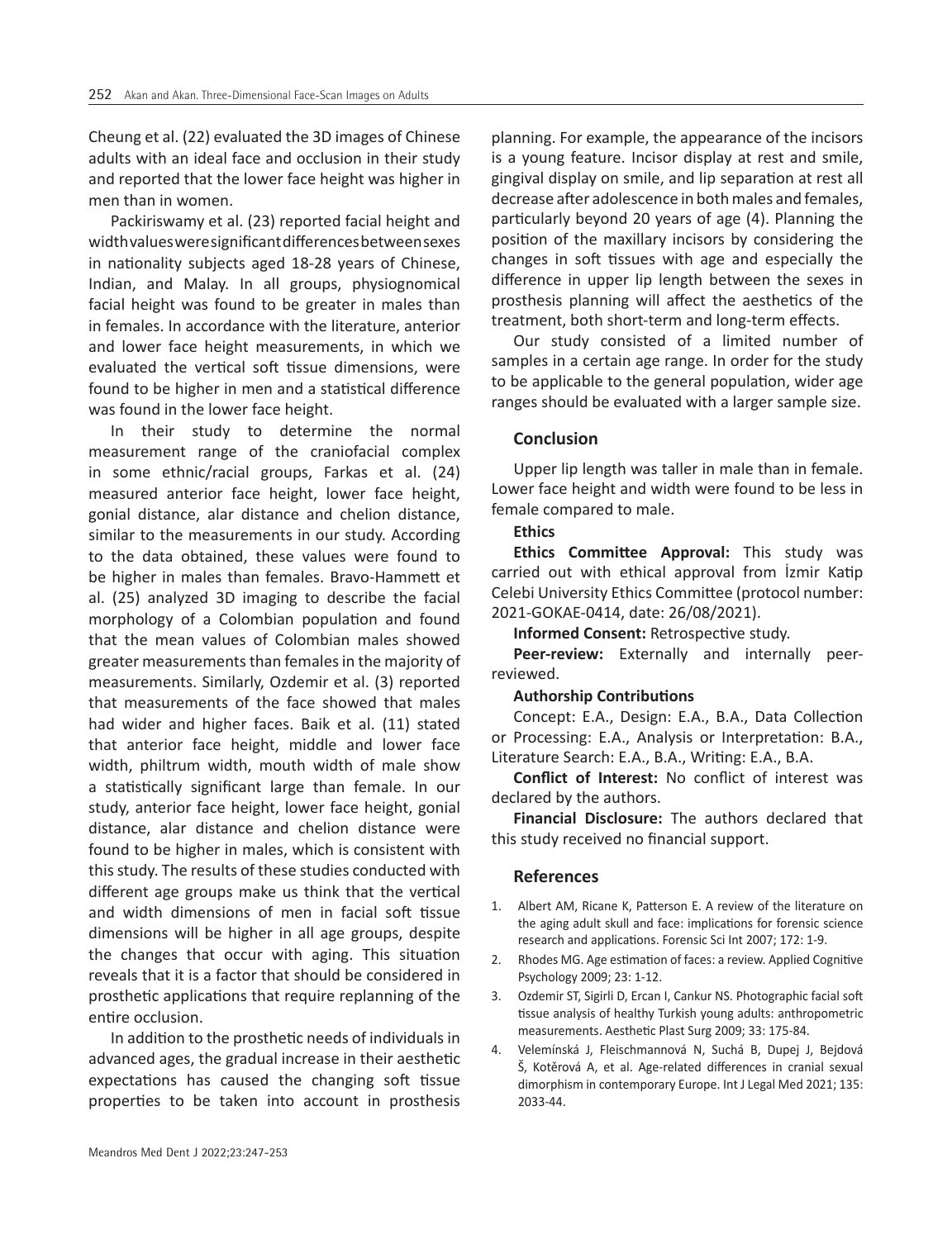Cheung et al. (22) evaluated the 3D images of Chinese adults with an ideal face and occlusion in their study and reported that the lower face height was higher in men than in women.

Packiriswamy et al. (23) reported facial height and width values were significant differences between sexes in nationality subjects aged 18-28 years of Chinese, Indian, and Malay. In all groups, physiognomical facial height was found to be greater in males than in females. In accordance with the literature, anterior and lower face height measurements, in which we evaluated the vertical soft tissue dimensions, were found to be higher in men and a statistical difference was found in the lower face height.

In their study to determine the normal measurement range of the craniofacial complex in some ethnic/racial groups, Farkas et al. (24) measured anterior face height, lower face height, gonial distance, alar distance and chelion distance, similar to the measurements in our study. According to the data obtained, these values were found to be higher in males than females. Bravo-Hammett et al. (25) analyzed 3D imaging to describe the facial morphology of a Colombian population and found that the mean values of Colombian males showed greater measurements than females in the majority of measurements. Similarly, Ozdemir et al. (3) reported that measurements of the face showed that males had wider and higher faces. Baik et al. (11) stated that anterior face height, middle and lower face width, philtrum width, mouth width of male show a statistically significant large than female. In our study, anterior face height, lower face height, gonial distance, alar distance and chelion distance were found to be higher in males, which is consistent with this study. The results of these studies conducted with different age groups make us think that the vertical and width dimensions of men in facial soft tissue dimensions will be higher in all age groups, despite the changes that occur with aging. This situation reveals that it is a factor that should be considered in prosthetic applications that require replanning of the entire occlusion.

In addition to the prosthetic needs of individuals in advanced ages, the gradual increase in their aesthetic expectations has caused the changing soft tissue properties to be taken into account in prosthesis planning. For example, the appearance of the incisors is a young feature. Incisor display at rest and smile, gingival display on smile, and lip separation at rest all decrease after adolescence in both males and females, particularly beyond 20 years of age (4). Planning the position of the maxillary incisors by considering the changes in soft tissues with age and especially the difference in upper lip length between the sexes in prosthesis planning will affect the aesthetics of the treatment, both short-term and long-term effects.

Our study consisted of a limited number of samples in a certain age range. In order for the study to be applicable to the general population, wider age ranges should be evaluated with a larger sample size.

## Conclusion

Upper lip length was taller in male than in female. Lower face height and width were found to be less in female compared to male.

**Ethics**

**Ethics Committee Approval:** This study was carried out with ethical approval from İzmir Katip Celebi University Ethics Committee (protocol number: 2021-GOKAE-0414, date: 26/08/2021).

**Informed Consent:** Retrospective study.

**Peer-review:** Externally and internally peer-reviewed.

**Authorship Contributions**

Concept: E.A., Design: E.A., B.A., Data Collection or Processing: E.A., Analysis or Interpretation: B.A., Literature Search: E.A., B.A., Writing: E.A., B.A.

**Conflict of Interest:** No conflict of interest was declared by the authors.

**Financial Disclosure:** The authors declared that this study received no financial support.

## References

1. Albert AM, Ricane K, Patterson E. A review of the literature on the aging adult skull and face: implications for forensic science research and applications. Forensic Sci Int 2007; 172: 1-9.
2. Rhodes MG. Age estimation of faces: a review. Applied Cognitive Psychology 2009; 23: 1-12.
3. Ozdemir ST, Sigirli D, Ercan I, Cankur NS. Photographic facial soft tissue analysis of healthy Turkish young adults: anthropometric measurements. Aesthetic Plast Surg 2009; 33: 175-84.
4. Velemínská J, Fleischmannová N, Suchá B, Dupej J, Bejdová Š, Kotěrová A, et al. Age-related differences in cranial sexual dimorphism in contemporary Europe. Int J Legal Med 2021; 135: 2033-44.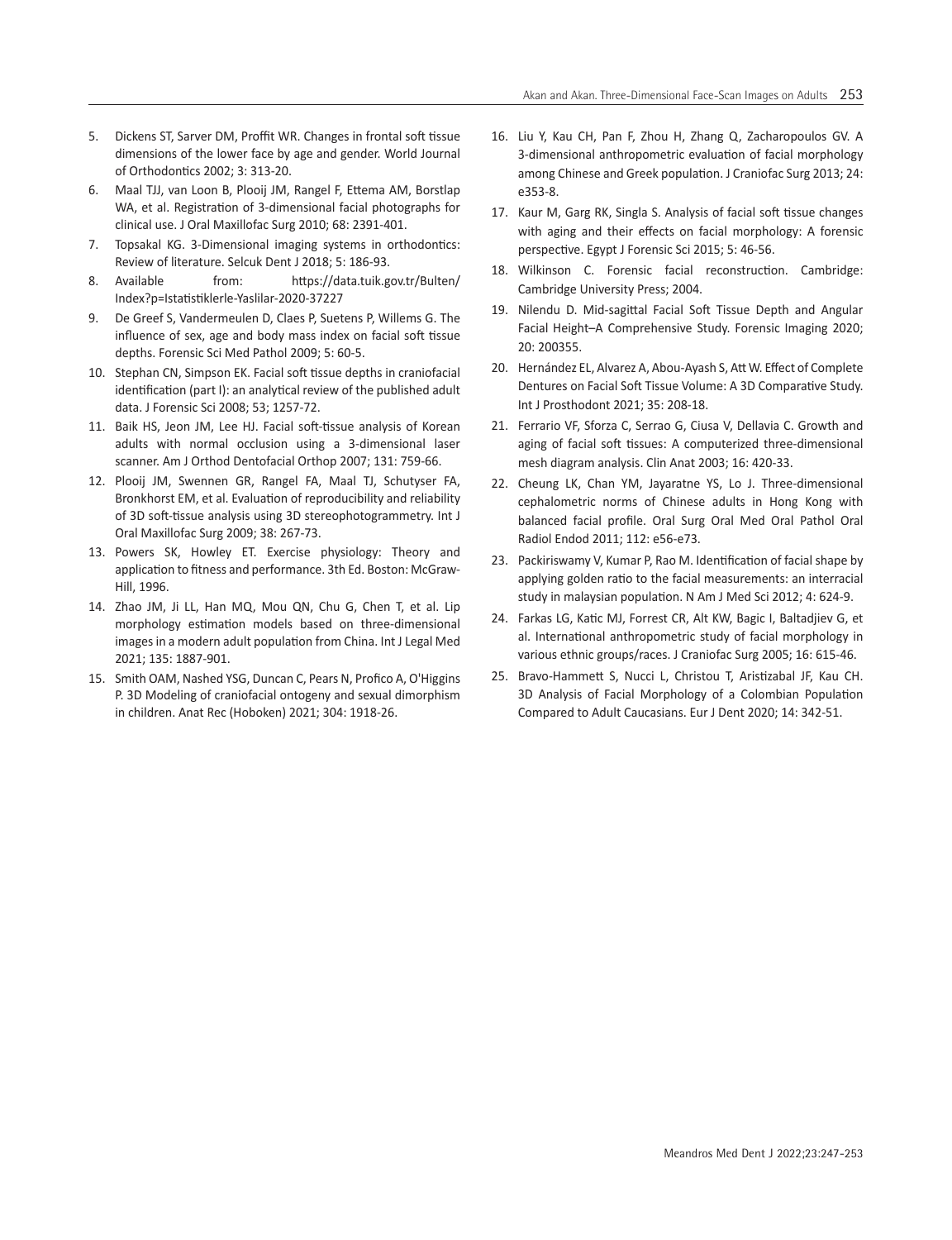5. Dickens ST, Sarver DM, Proffit WR. Changes in frontal soft tissue dimensions of the lower face by age and gender. World Journal of Orthodontics 2002; 3: 313-20.
6. Maal TJJ, van Loon B, Plooij JM, Rangel F, Ettema AM, Borstlap WA, et al. Registration of 3-dimensional facial photographs for clinical use. J Oral Maxillofac Surg 2010; 68: 2391-401.
7. Topsakal KG. 3-Dimensional imaging systems in orthodontics: Review of literature. Selcuk Dent J 2018; 5: 186-93.
8. Available from: https://data.tuik.gov.tr/Bulten/Index?p=Istatistiklerle-Yaslilar-2020-37227
9. De Greef S, Vandermeulen D, Claes P, Suetens P, Willems G. The influence of sex, age and body mass index on facial soft tissue depths. Forensic Sci Med Pathol 2009; 5: 60-5.
10. Stephan CN, Simpson EK. Facial soft tissue depths in craniofacial identification (part I): an analytical review of the published adult data. J Forensic Sci 2008; 53; 1257-72.
11. Baik HS, Jeon JM, Lee HJ. Facial soft-tissue analysis of Korean adults with normal occlusion using a 3-dimensional laser scanner. Am J Orthod Dentofacial Orthop 2007; 131: 759-66.
12. Plooij JM, Swennen GR, Rangel FA, Maal TJ, Schutyser FA, Bronkhorst EM, et al. Evaluation of reproducibility and reliability of 3D soft-tissue analysis using 3D stereophotogrammetry. Int J Oral Maxillofac Surg 2009; 38: 267-73.
13. Powers SK, Howley ET. Exercise physiology: Theory and application to fitness and performance. 3th Ed. Boston: McGraw-Hill, 1996.
14. Zhao JM, Ji LL, Han MQ, Mou QN, Chu G, Chen T, et al. Lip morphology estimation models based on three-dimensional images in a modern adult population from China. Int J Legal Med 2021; 135: 1887-901.
15. Smith OAM, Nashed YSG, Duncan C, Pears N, Profico A, O'Higgins P. 3D Modeling of craniofacial ontogeny and sexual dimorphism in children. Anat Rec (Hoboken) 2021; 304: 1918-26.
16. Liu Y, Kau CH, Pan F, Zhou H, Zhang Q, Zacharopoulos GV. A 3-dimensional anthropometric evaluation of facial morphology among Chinese and Greek population. J Craniofac Surg 2013; 24: e353-8.
17. Kaur M, Garg RK, Singla S. Analysis of facial soft tissue changes with aging and their effects on facial morphology: A forensic perspective. Egypt J Forensic Sci 2015; 5: 46-56.
18. Wilkinson C. Forensic facial reconstruction. Cambridge: Cambridge University Press; 2004.
19. Nilendu D. Mid-sagittal Facial Soft Tissue Depth and Angular Facial Height–A Comprehensive Study. Forensic Imaging 2020; 20: 200355.
20. Hernández EL, Alvarez A, Abou-Ayash S, Att W. Effect of Complete Dentures on Facial Soft Tissue Volume: A 3D Comparative Study. Int J Prosthodont 2021; 35: 208-18.
21. Ferrario VF, Sforza C, Serrao G, Ciusa V, Dellavia C. Growth and aging of facial soft tissues: A computerized three-dimensional mesh diagram analysis. Clin Anat 2003; 16: 420-33.
22. Cheung LK, Chan YM, Jayaratne YS, Lo J. Three-dimensional cephalometric norms of Chinese adults in Hong Kong with balanced facial profile. Oral Surg Oral Med Oral Pathol Oral Radiol Endod 2011; 112: e56-e73.
23. Packiriswamy V, Kumar P, Rao M. Identification of facial shape by applying golden ratio to the facial measurements: an interracial study in malaysian population. N Am J Med Sci 2012; 4: 624-9.
24. Farkas LG, Katic MJ, Forrest CR, Alt KW, Bagic I, Baltadjiev G, et al. International anthropometric study of facial morphology in various ethnic groups/races. J Craniofac Surg 2005; 16: 615-46.
25. Bravo-Hammett S, Nucci L, Christou T, Aristizabal JF, Kau CH. 3D Analysis of Facial Morphology of a Colombian Population Compared to Adult Caucasians. Eur J Dent 2020; 14: 342-51.